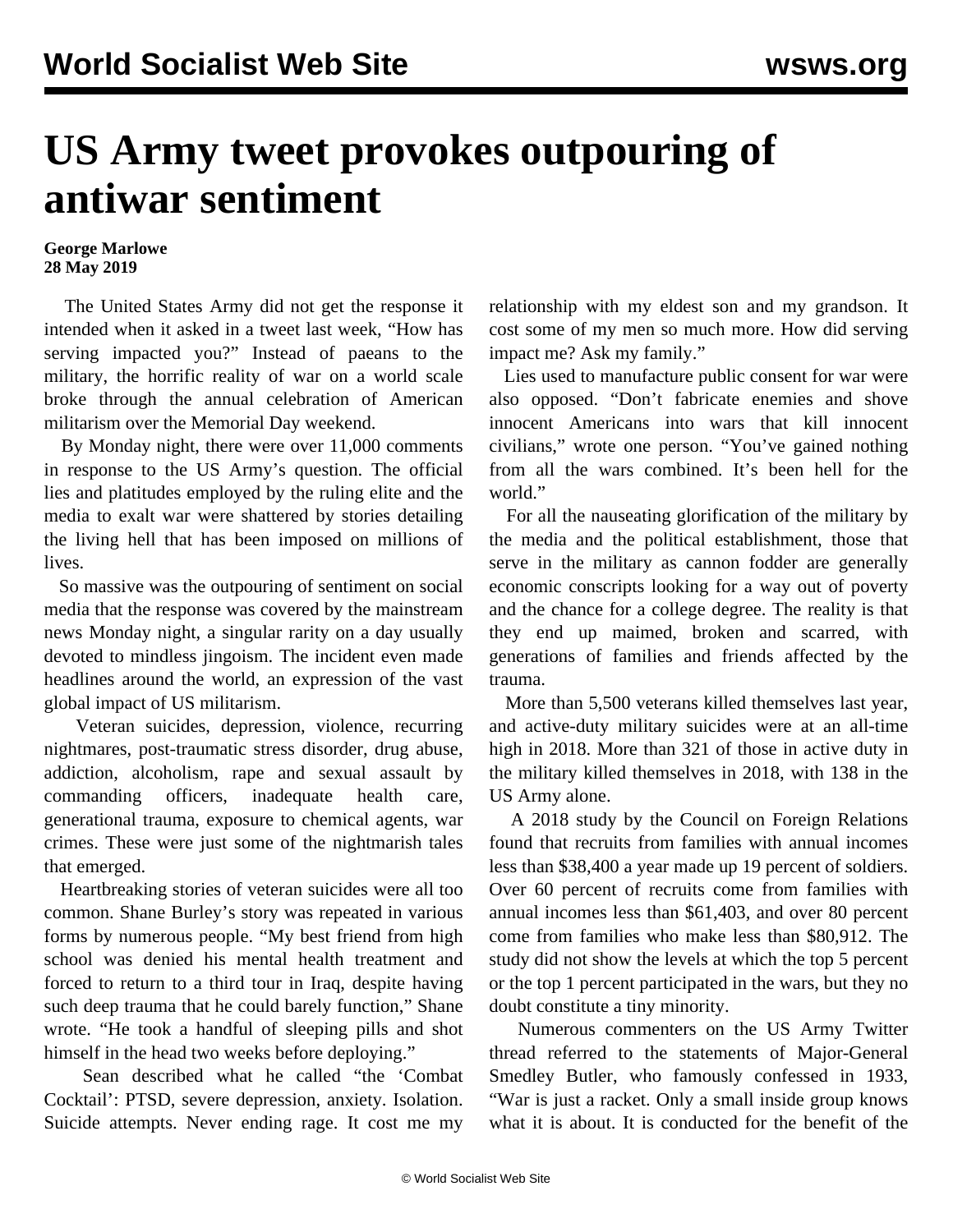# US Army tweet provokes outpouring of antiwar sentiment

**George Marlowe**
**28 May 2019**

The United States Army did not get the response it intended when it asked in a tweet last week, "How has serving impacted you?" Instead of paeans to the military, the horrific reality of war on a world scale broke through the annual celebration of American militarism over the Memorial Day weekend.

By Monday night, there were over 11,000 comments in response to the US Army's question. The official lies and platitudes employed by the ruling elite and the media to exalt war were shattered by stories detailing the living hell that has been imposed on millions of lives.

So massive was the outpouring of sentiment on social media that the response was covered by the mainstream news Monday night, a singular rarity on a day usually devoted to mindless jingoism. The incident even made headlines around the world, an expression of the vast global impact of US militarism.

Veteran suicides, depression, violence, recurring nightmares, post-traumatic stress disorder, drug abuse, addiction, alcoholism, rape and sexual assault by commanding officers, inadequate health care, generational trauma, exposure to chemical agents, war crimes. These were just some of the nightmarish tales that emerged.

Heartbreaking stories of veteran suicides were all too common. Shane Burley's story was repeated in various forms by numerous people. "My best friend from high school was denied his mental health treatment and forced to return to a third tour in Iraq, despite having such deep trauma that he could barely function," Shane wrote. "He took a handful of sleeping pills and shot himself in the head two weeks before deploying."

Sean described what he called "the 'Combat Cocktail': PTSD, severe depression, anxiety. Isolation. Suicide attempts. Never ending rage. It cost me my relationship with my eldest son and my grandson. It cost some of my men so much more. How did serving impact me? Ask my family."

Lies used to manufacture public consent for war were also opposed. "Don't fabricate enemies and shove innocent Americans into wars that kill innocent civilians," wrote one person. "You've gained nothing from all the wars combined. It's been hell for the world."

For all the nauseating glorification of the military by the media and the political establishment, those that serve in the military as cannon fodder are generally economic conscripts looking for a way out of poverty and the chance for a college degree. The reality is that they end up maimed, broken and scarred, with generations of families and friends affected by the trauma.

More than 5,500 veterans killed themselves last year, and active-duty military suicides were at an all-time high in 2018. More than 321 of those in active duty in the military killed themselves in 2018, with 138 in the US Army alone.

A 2018 study by the Council on Foreign Relations found that recruits from families with annual incomes less than $38,400 a year made up 19 percent of soldiers. Over 60 percent of recruits come from families with annual incomes less than $61,403, and over 80 percent come from families who make less than $80,912. The study did not show the levels at which the top 5 percent or the top 1 percent participated in the wars, but they no doubt constitute a tiny minority.

Numerous commenters on the US Army Twitter thread referred to the statements of Major-General Smedley Butler, who famously confessed in 1933, "War is just a racket. Only a small inside group knows what it is about. It is conducted for the benefit of the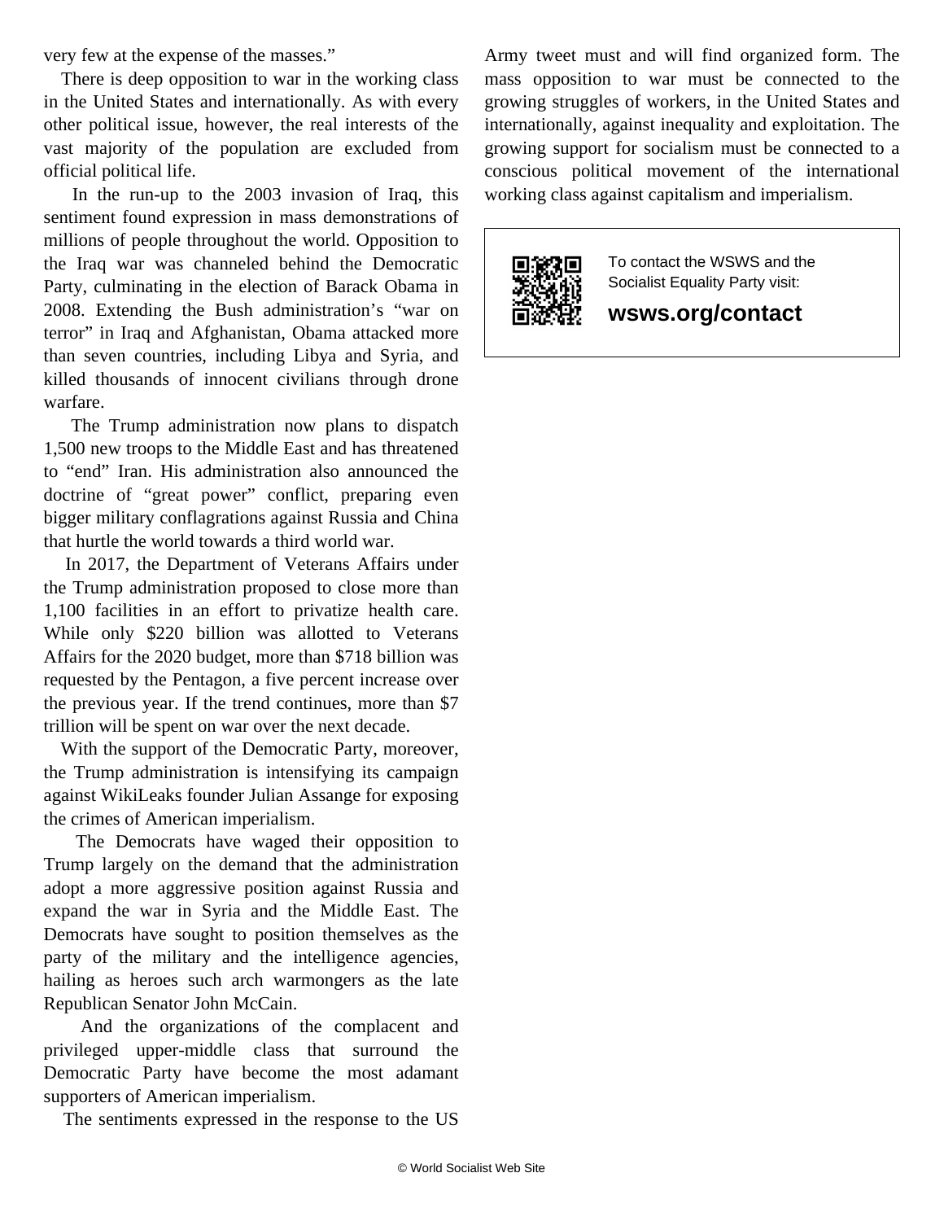very few at the expense of the masses."

There is deep opposition to war in the working class in the United States and internationally. As with every other political issue, however, the real interests of the vast majority of the population are excluded from official political life.

In the run-up to the 2003 invasion of Iraq, this sentiment found expression in mass demonstrations of millions of people throughout the world. Opposition to the Iraq war was channeled behind the Democratic Party, culminating in the election of Barack Obama in 2008. Extending the Bush administration's "war on terror" in Iraq and Afghanistan, Obama attacked more than seven countries, including Libya and Syria, and killed thousands of innocent civilians through drone warfare.

The Trump administration now plans to dispatch 1,500 new troops to the Middle East and has threatened to "end" Iran. His administration also announced the doctrine of "great power" conflict, preparing even bigger military conflagrations against Russia and China that hurtle the world towards a third world war.

In 2017, the Department of Veterans Affairs under the Trump administration proposed to close more than 1,100 facilities in an effort to privatize health care. While only $220 billion was allotted to Veterans Affairs for the 2020 budget, more than $718 billion was requested by the Pentagon, a five percent increase over the previous year. If the trend continues, more than $7 trillion will be spent on war over the next decade.

With the support of the Democratic Party, moreover, the Trump administration is intensifying its campaign against WikiLeaks founder Julian Assange for exposing the crimes of American imperialism.

The Democrats have waged their opposition to Trump largely on the demand that the administration adopt a more aggressive position against Russia and expand the war in Syria and the Middle East. The Democrats have sought to position themselves as the party of the military and the intelligence agencies, hailing as heroes such arch warmongers as the late Republican Senator John McCain.

And the organizations of the complacent and privileged upper-middle class that surround the Democratic Party have become the most adamant supporters of American imperialism.

The sentiments expressed in the response to the US Army tweet must and will find organized form. The mass opposition to war must be connected to the growing struggles of workers, in the United States and internationally, against inequality and exploitation. The growing support for socialism must be connected to a conscious political movement of the international working class against capitalism and imperialism.

To contact the WSWS and the Socialist Equality Party visit:

**wsws.org/contact**